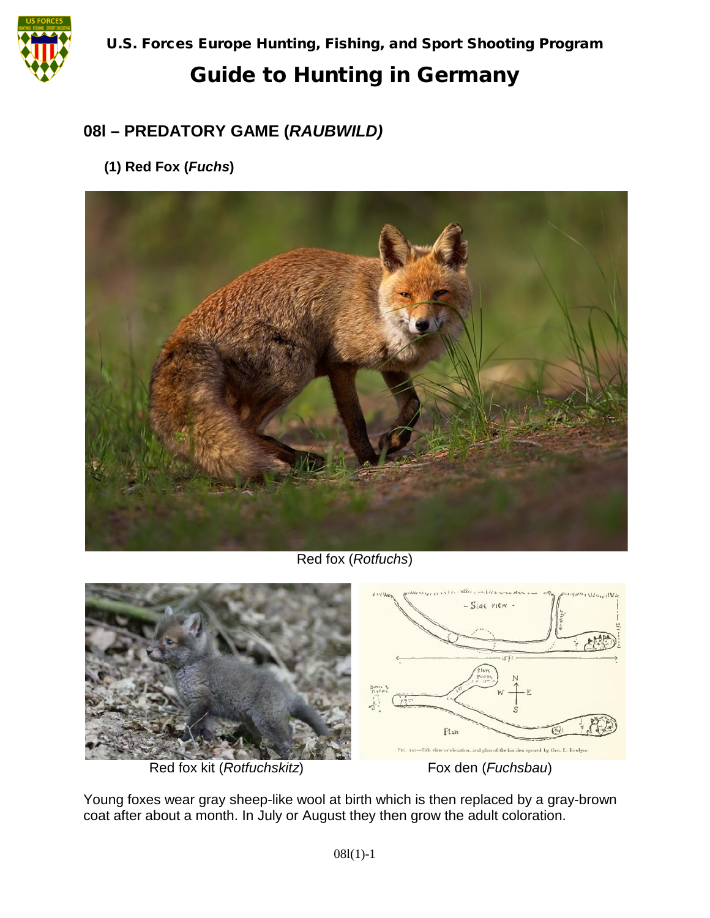## 08l – PREDATORY GAME (*RAUBWILD)*

### (1) Red Fox (*Fuchs*)

Red fox (*Rotfuchs*)

Red fox kit (*Rotfuchskitz*)

Fox den (*Fuchsbau*)

Young foxes wear gray sheep-like wool at birth which is then replaced by a gray-brown coat after about a month. In July or August they then grow the adult coloration.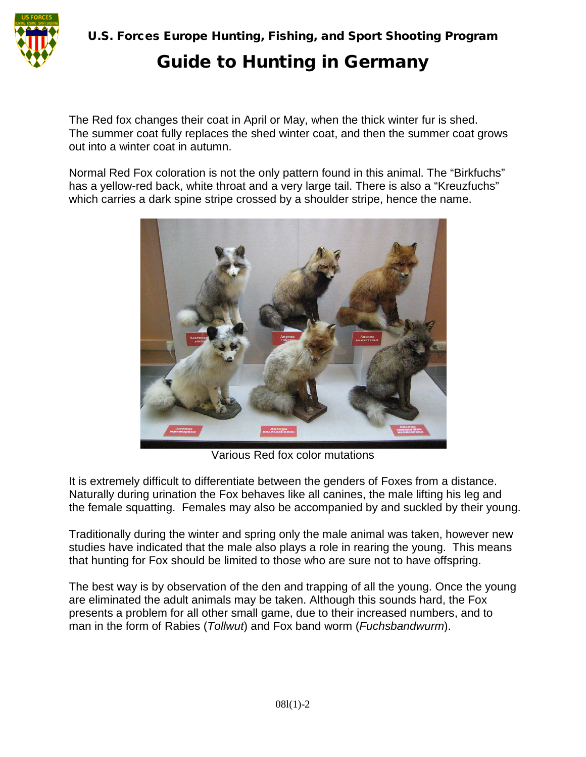The Red fox changes their coat in April or May, when the thick winter fur is shed. The summer coat fully replaces the shed winter coat, and then the summer coat grows out into a winter coat in autumn.

Normal Red Fox coloration is not the only pattern found in this animal. The "Birkfuchs" has a yellow-red back, white throat and a very large tail. There is also a "Kreuzfuchs" which carries a dark spine stripe crossed by a shoulder stripe, hence the name.

Various Red fox color mutations

It is extremely difficult to differentiate between the genders of Foxes from a distance. Naturally during urination the Fox behaves like all canines, the male lifting his leg and the female squatting. Females may also be accompanied by and suckled by their young.

Traditionally during the winter and spring only the male animal was taken, however new studies have indicated that the male also plays a role in rearing the young. This means that hunting for Fox should be limited to those who are sure not to have offspring.

The best way is by observation of the den and trapping of all the young. Once the young are eliminated the adult animals may be taken. Although this sounds hard, the Fox presents a problem for all other small game, due to their increased numbers, and to man in the form of Rabies (*Tollwut*) and Fox band worm (*Fuchsbandwurm*).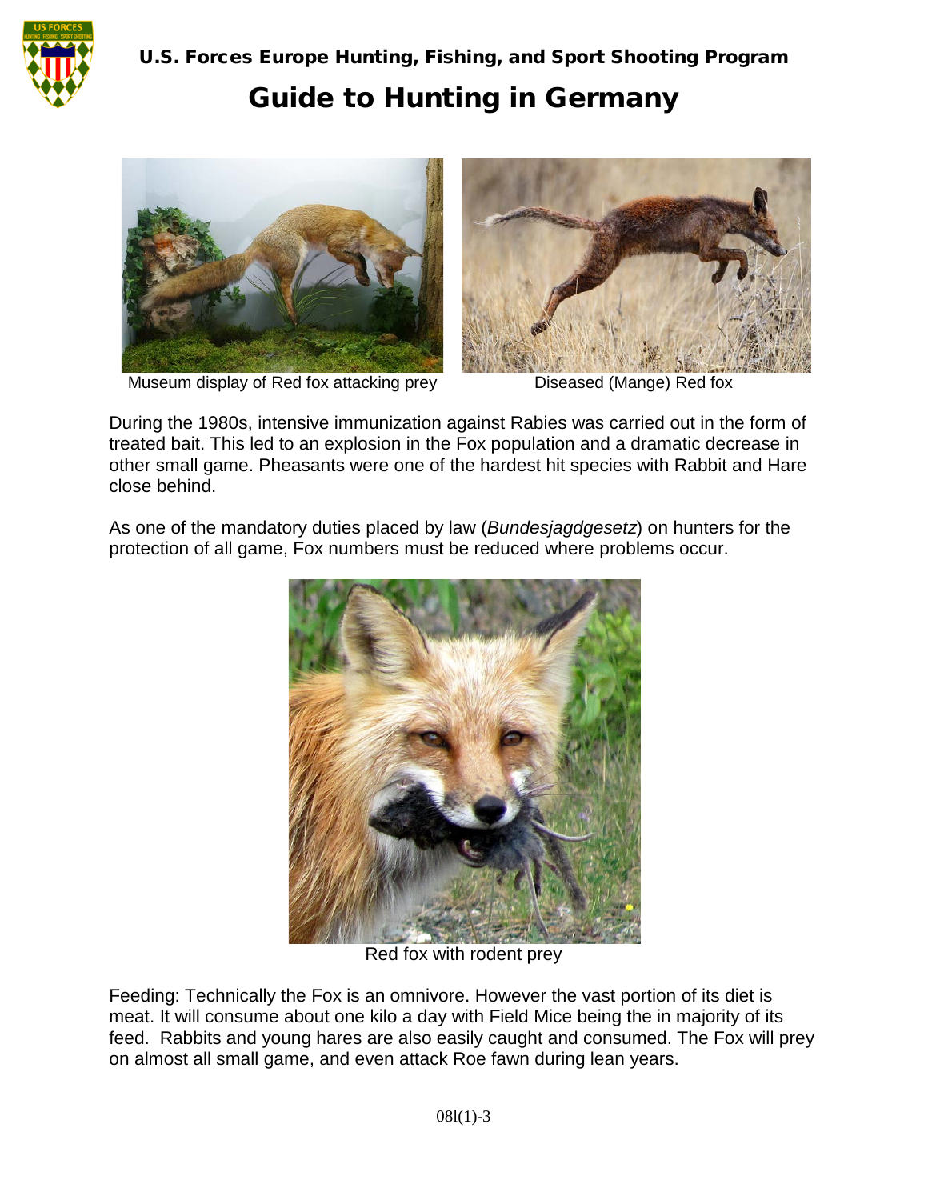Museum display of Red fox attacking prey

Diseased (Mange) Red fox

During the 1980s, intensive immunization against Rabies was carried out in the form of treated bait. This led to an explosion in the Fox population and a dramatic decrease in other small game. Pheasants were one of the hardest hit species with Rabbit and Hare close behind.

As one of the mandatory duties placed by law (*Bundesjagdgesetz*) on hunters for the protection of all game, Fox numbers must be reduced where problems occur.

Red fox with rodent prey

Feeding: Technically the Fox is an omnivore. However the vast portion of its diet is meat. It will consume about one kilo a day with Field Mice being the in majority of its feed. Rabbits and young hares are also easily caught and consumed. The Fox will prey on almost all small game, and even attack Roe fawn during lean years.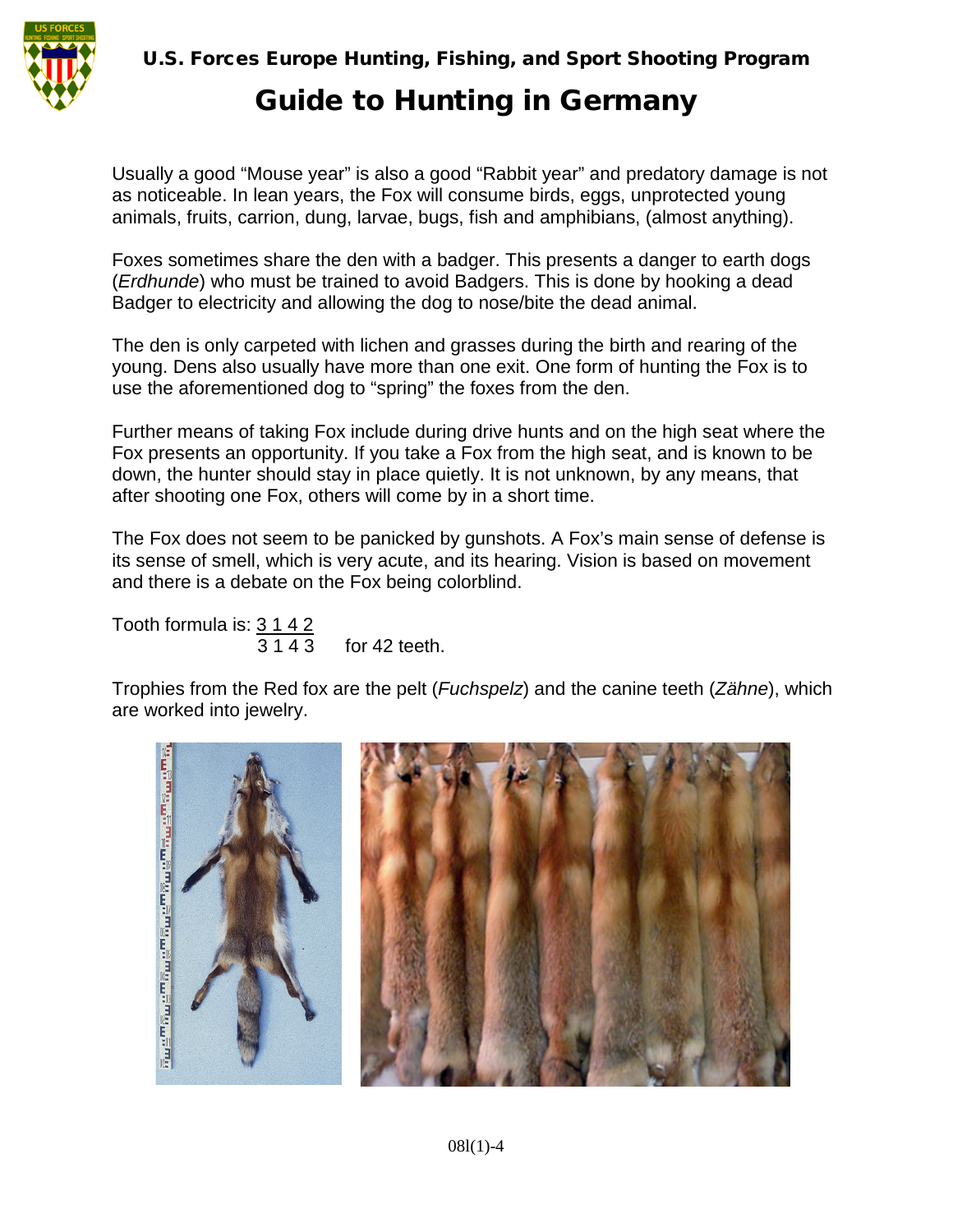Usually a good “Mouse year” is also a good “Rabbit year” and predatory damage is not as noticeable. In lean years, the Fox will consume birds, eggs, unprotected young animals, fruits, carrion, dung, larvae, bugs, fish and amphibians, (almost anything).

Foxes sometimes share the den with a badger. This presents a danger to earth dogs (*Erdhunde*) who must be trained to avoid Badgers. This is done by hooking a dead Badger to electricity and allowing the dog to nose/bite the dead animal.

The den is only carpeted with lichen and grasses during the birth and rearing of the young. Dens also usually have more than one exit. One form of hunting the Fox is to use the aforementioned dog to “spring” the foxes from the den.

Further means of taking Fox include during drive hunts and on the high seat where the Fox presents an opportunity. If you take a Fox from the high seat, and is known to be down, the hunter should stay in place quietly. It is not unknown, by any means, that after shooting one Fox, others will come by in a short time.

The Fox does not seem to be panicked by gunshots. A Fox’s main sense of defense is its sense of smell, which is very acute, and its hearing. Vision is based on movement and there is a debate on the Fox being colorblind.

Tooth formula is: $\frac{3\ 1\ 4\ 2}{3\ 1\ 4\ 3}$ for 42 teeth.

Trophies from the Red fox are the pelt (*Fuchspelz*) and the canine teeth (*Zähne*), which are worked into jewelry.